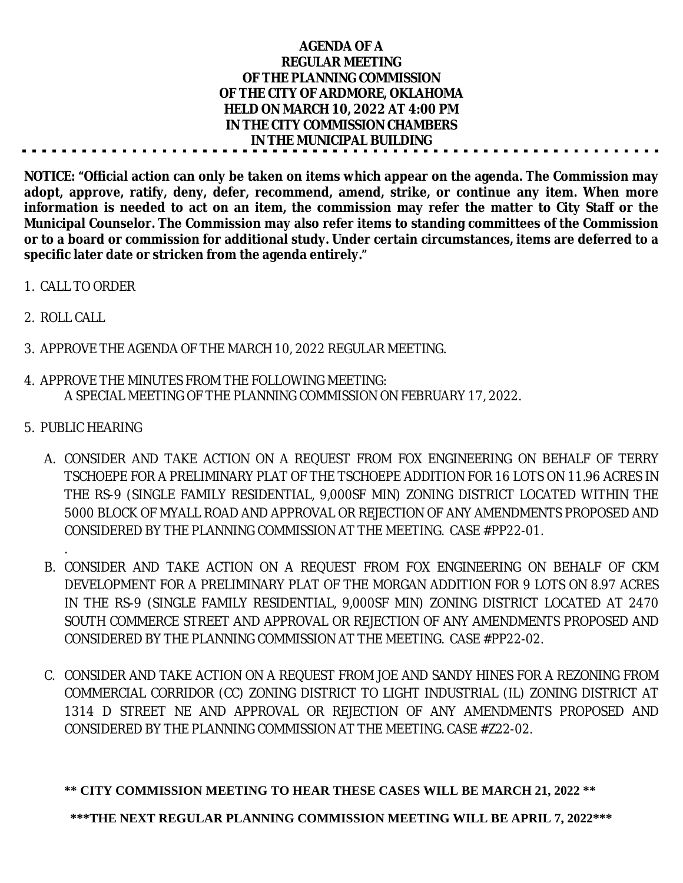# AGENDA OF A
# REGULAR MEETING
# OF THE PLANNING COMMISSION
# OF THE CITY OF ARDMORE, OKLAHOMA
# HELD ON MARCH 10, 2022 AT 4:00 PM
# IN THE CITY COMMISSION CHAMBERS
# IN THE MUNICIPAL BUILDING

---

**NOTICE: "Official action can only be taken on items which appear on the agenda. The Commission may adopt, approve, ratify, deny, defer, recommend, amend, strike, or continue any item. When more information is needed to act on an item, the commission may refer the matter to City Staff or the Municipal Counselor. The Commission may also refer items to standing committees of the Commission or to a board or commission for additional study. Under certain circumstances, items are deferred to a specific later date or stricken from the agenda entirely."**

1. CALL TO ORDER

2. ROLL CALL

3. APPROVE THE AGENDA OF THE MARCH 10, 2022 REGULAR MEETING.

4. APPROVE THE MINUTES FROM THE FOLLOWING MEETING:
   A SPECIAL MEETING OF THE PLANNING COMMISSION ON FEBRUARY 17, 2022.

5. PUBLIC HEARING

   A. CONSIDER AND TAKE ACTION ON A REQUEST FROM FOX ENGINEERING ON BEHALF OF TERRY TSCHOEPE FOR A PRELIMINARY PLAT OF THE TSCHOEPE ADDITION FOR 16 LOTS ON 11.96 ACRES IN THE RS-9 (SINGLE FAMILY RESIDENTIAL, 9,000SF MIN) ZONING DISTRICT LOCATED WITHIN THE 5000 BLOCK OF MYALL ROAD AND APPROVAL OR REJECTION OF ANY AMENDMENTS PROPOSED AND CONSIDERED BY THE PLANNING COMMISSION AT THE MEETING. CASE #PP22-01.

   B. CONSIDER AND TAKE ACTION ON A REQUEST FROM FOX ENGINEERING ON BEHALF OF CKM DEVELOPMENT FOR A PRELIMINARY PLAT OF THE MORGAN ADDITION FOR 9 LOTS ON 8.97 ACRES IN THE RS-9 (SINGLE FAMILY RESIDENTIAL, 9,000SF MIN) ZONING DISTRICT LOCATED AT 2470 SOUTH COMMERCE STREET AND APPROVAL OR REJECTION OF ANY AMENDMENTS PROPOSED AND CONSIDERED BY THE PLANNING COMMISSION AT THE MEETING. CASE #PP22-02.

   C. CONSIDER AND TAKE ACTION ON A REQUEST FROM JOE AND SANDY HINES FOR A REZONING FROM COMMERCIAL CORRIDOR (CC) ZONING DISTRICT TO LIGHT INDUSTRIAL (IL) ZONING DISTRICT AT 1314 D STREET NE AND APPROVAL OR REJECTION OF ANY AMENDMENTS PROPOSED AND CONSIDERED BY THE PLANNING COMMISSION AT THE MEETING. CASE #Z22-02.

**\*\* CITY COMMISSION MEETING TO HEAR THESE CASES WILL BE MARCH 21, 2022 \*\***

**\*\*\*THE NEXT REGULAR PLANNING COMMISSION MEETING WILL BE APRIL 7, 2022\*\*\***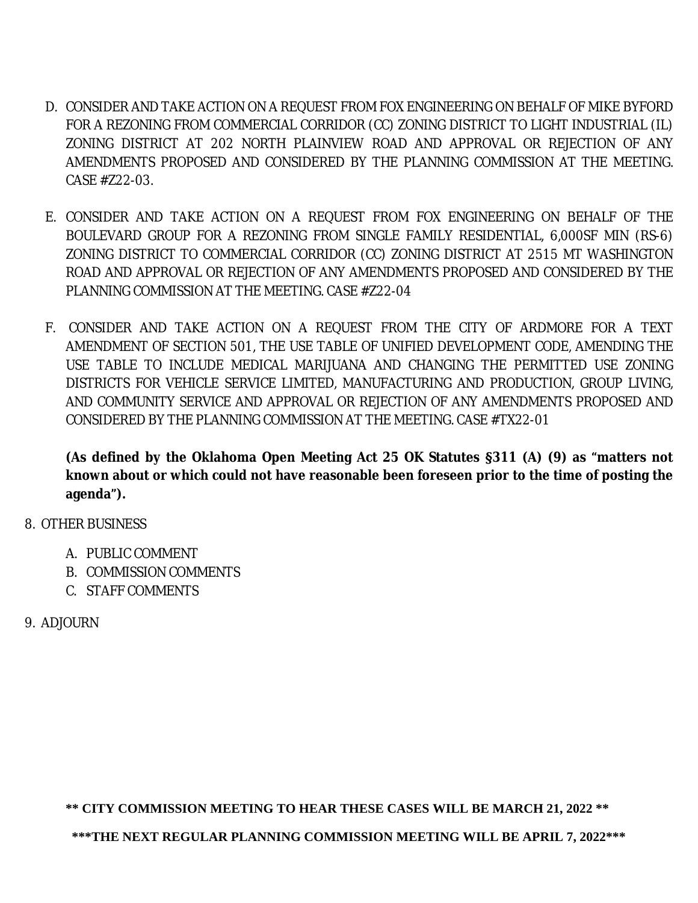D. CONSIDER AND TAKE ACTION ON A REQUEST FROM FOX ENGINEERING ON BEHALF OF MIKE BYFORD FOR A REZONING FROM COMMERCIAL CORRIDOR (CC) ZONING DISTRICT TO LIGHT INDUSTRIAL (IL) ZONING DISTRICT AT 202 NORTH PLAINVIEW ROAD AND APPROVAL OR REJECTION OF ANY AMENDMENTS PROPOSED AND CONSIDERED BY THE PLANNING COMMISSION AT THE MEETING. CASE #Z22-03.

E. CONSIDER AND TAKE ACTION ON A REQUEST FROM FOX ENGINEERING ON BEHALF OF THE BOULEVARD GROUP FOR A REZONING FROM SINGLE FAMILY RESIDENTIAL, 6,000SF MIN (RS-6) ZONING DISTRICT TO COMMERCIAL CORRIDOR (CC) ZONING DISTRICT AT 2515 MT WASHINGTON ROAD AND APPROVAL OR REJECTION OF ANY AMENDMENTS PROPOSED AND CONSIDERED BY THE PLANNING COMMISSION AT THE MEETING. CASE #Z22-04

F. CONSIDER AND TAKE ACTION ON A REQUEST FROM THE CITY OF ARDMORE FOR A TEXT AMENDMENT OF SECTION 501, THE USE TABLE OF UNIFIED DEVELOPMENT CODE, AMENDING THE USE TABLE TO INCLUDE MEDICAL MARIJUANA AND CHANGING THE PERMITTED USE ZONING DISTRICTS FOR VEHICLE SERVICE LIMITED, MANUFACTURING AND PRODUCTION, GROUP LIVING, AND COMMUNITY SERVICE AND APPROVAL OR REJECTION OF ANY AMENDMENTS PROPOSED AND CONSIDERED BY THE PLANNING COMMISSION AT THE MEETING. CASE #TX22-01

**(As defined by the Oklahoma Open Meeting Act 25 OK Statutes §311 (A) (9) as "matters not known about or which could not have reasonable been foreseen prior to the time of posting the agenda").**

8. OTHER BUSINESS
   - A. PUBLIC COMMENT
   - B. COMMISSION COMMENTS
   - C. STAFF COMMENTS

9. ADJOURN

**\*\* CITY COMMISSION MEETING TO HEAR THESE CASES WILL BE MARCH 21, 2022 \*\***

**\*\*\*THE NEXT REGULAR PLANNING COMMISSION MEETING WILL BE APRIL 7, 2022\*\*\***